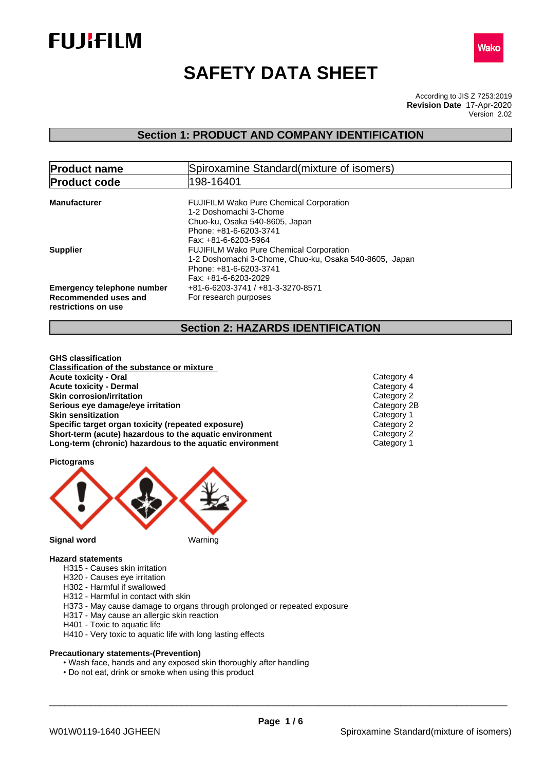FUJIFILM

Wako

# SAFETY DATA SHEET

According to JIS Z 7253:2019
**Revision Date** 17-Apr-2020
Version 2.02

## Section 1: PRODUCT AND COMPANY IDENTIFICATION

| | |
|---|---|
| **Product name** | Spiroxamine Standard(mixture of isomers) |
| **Product code** | 198-16401 |

**Manufacturer**
FUJIFILM Wako Pure Chemical Corporation
1-2 Doshomachi 3-Chome
Chuo-ku, Osaka 540-8605, Japan
Phone: +81-6-6203-3741
Fax: +81-6-6203-5964

**Supplier**
FUJIFILM Wako Pure Chemical Corporation
1-2 Doshomachi 3-Chome, Chuo-ku, Osaka 540-8605, Japan
Phone: +81-6-6203-3741
Fax: +81-6-6203-2029

**Emergency telephone number** +81-6-6203-3741 / +81-3-3270-8571

**Recommended uses and restrictions on use** For research purposes

## Section 2: HAZARDS IDENTIFICATION

**GHS classification**

**Classification of the substance or mixture**

| | |
|---|---|
| **Acute toxicity - Oral** | Category 4 |
| **Acute toxicity - Dermal** | Category 4 |
| **Skin corrosion/irritation** | Category 2 |
| **Serious eye damage/eye irritation** | Category 2B |
| **Skin sensitization** | Category 1 |
| **Specific target organ toxicity (repeated exposure)** | Category 2 |
| **Short-term (acute) hazardous to the aquatic environment** | Category 2 |
| **Long-term (chronic) hazardous to the aquatic environment** | Category 1 |

**Pictograms**

**Signal word** Warning

**Hazard statements**

- H315 - Causes skin irritation
- H320 - Causes eye irritation
- H302 - Harmful if swallowed
- H312 - Harmful in contact with skin
- H373 - May cause damage to organs through prolonged or repeated exposure
- H317 - May cause an allergic skin reaction
- H401 - Toxic to aquatic life
- H410 - Very toxic to aquatic life with long lasting effects

**Precautionary statements-(Prevention)**

- Wash face, hands and any exposed skin thoroughly after handling
- Do not eat, drink or smoke when using this product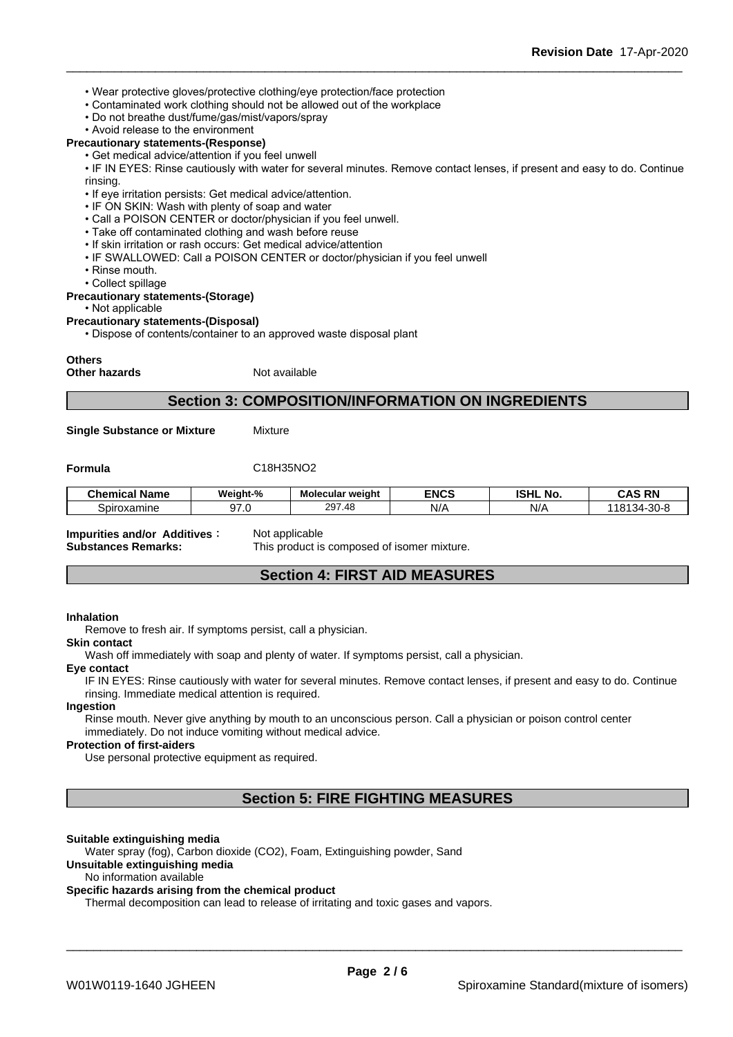- Wear protective gloves/protective clothing/eye protection/face protection
- Contaminated work clothing should not be allowed out of the workplace
- Do not breathe dust/fume/gas/mist/vapors/spray
- Avoid release to the environment

**Precautionary statements-(Response)**

- Get medical advice/attention if you feel unwell
- IF IN EYES: Rinse cautiously with water for several minutes. Remove contact lenses, if present and easy to do. Continue rinsing.
- If eye irritation persists: Get medical advice/attention.
- IF ON SKIN: Wash with plenty of soap and water
- Call a POISON CENTER or doctor/physician if you feel unwell.
- Take off contaminated clothing and wash before reuse
- If skin irritation or rash occurs: Get medical advice/attention
- IF SWALLOWED: Call a POISON CENTER or doctor/physician if you feel unwell
- Rinse mouth.
- Collect spillage

**Precautionary statements-(Storage)**

- Not applicable

**Precautionary statements-(Disposal)**

- Dispose of contents/container to an approved waste disposal plant

**Others**

**Other hazards** Not available

## Section 3: COMPOSITION/INFORMATION ON INGREDIENTS

**Single Substance or Mixture** Mixture

**Formula** C18H35NO2

| Chemical Name | Weight-% | Molecular weight | ENCS | ISHL No. | CAS RN |
|---|---|---|---|---|---|
| Spiroxamine | 97.0 | 297.48 | N/A | N/A | 118134-30-8 |

**Impurities and/or Additives**： Not applicable

**Substances Remarks:** This product is composed of isomer mixture.

## Section 4: FIRST AID MEASURES

**Inhalation**

Remove to fresh air. If symptoms persist, call a physician.

**Skin contact**

Wash off immediately with soap and plenty of water. If symptoms persist, call a physician.

**Eye contact**

IF IN EYES: Rinse cautiously with water for several minutes. Remove contact lenses, if present and easy to do. Continue rinsing. Immediate medical attention is required.

**Ingestion**

Rinse mouth. Never give anything by mouth to an unconscious person. Call a physician or poison control center immediately. Do not induce vomiting without medical advice.

**Protection of first-aiders**

Use personal protective equipment as required.

## Section 5: FIRE FIGHTING MEASURES

**Suitable extinguishing media**

Water spray (fog), Carbon dioxide (CO2), Foam, Extinguishing powder, Sand

**Unsuitable extinguishing media**

No information available

**Specific hazards arising from the chemical product**

Thermal decomposition can lead to release of irritating and toxic gases and vapors.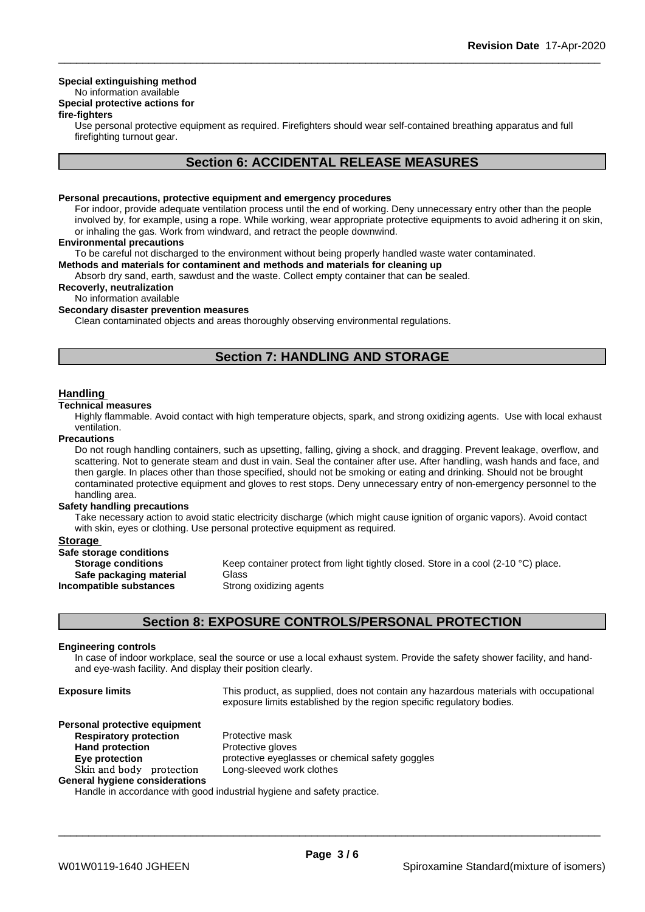**Special extinguishing method**

No information available

**Special protective actions for fire-fighters**

Use personal protective equipment as required. Firefighters should wear self-contained breathing apparatus and full firefighting turnout gear.

## Section 6: ACCIDENTAL RELEASE MEASURES

**Personal precautions, protective equipment and emergency procedures**

For indoor, provide adequate ventilation process until the end of working. Deny unnecessary entry other than the people involved by, for example, using a rope. While working, wear appropriate protective equipments to avoid adhering it on skin, or inhaling the gas. Work from windward, and retract the people downwind.

**Environmental precautions**

To be careful not discharged to the environment without being properly handled waste water contaminated.

**Methods and materials for contaminent and methods and materials for cleaning up**

Absorb dry sand, earth, sawdust and the waste. Collect empty container that can be sealed.

**Recoverly, neutralization**

No information available

**Secondary disaster prevention measures**

Clean contaminated objects and areas thoroughly observing environmental regulations.

## Section 7: HANDLING AND STORAGE

### Handling

**Technical measures**

Highly flammable. Avoid contact with high temperature objects, spark, and strong oxidizing agents. Use with local exhaust ventilation.

**Precautions**

Do not rough handling containers, such as upsetting, falling, giving a shock, and dragging. Prevent leakage, overflow, and scattering. Not to generate steam and dust in vain. Seal the container after use. After handling, wash hands and face, and then gargle. In places other than those specified, should not be smoking or eating and drinking. Should not be brought contaminated protective equipment and gloves to rest stops. Deny unnecessary entry of non-emergency personnel to the handling area.

**Safety handling precautions**

Take necessary action to avoid static electricity discharge (which might cause ignition of organic vapors). Avoid contact with skin, eyes or clothing. Use personal protective equipment as required.

### Storage

**Safe storage conditions**

| | |
|---|---|
| **Storage conditions** | Keep container protect from light tightly closed. Store in a cool (2-10 °C) place. |
| **Safe packaging material** | Glass |
| **Incompatible substances** | Strong oxidizing agents |

## Section 8: EXPOSURE CONTROLS/PERSONAL PROTECTION

**Engineering controls**

In case of indoor workplace, seal the source or use a local exhaust system. Provide the safety shower facility, and hand- and eye-wash facility. And display their position clearly.

**Exposure limits** This product, as supplied, does not contain any hazardous materials with occupational exposure limits established by the region specific regulatory bodies.

**Personal protective equipment**

| | |
|---|---|
| **Respiratory protection** | Protective mask |
| **Hand protection** | Protective gloves |
| **Eye protection** | protective eyeglasses or chemical safety goggles |
| **Skin and body protection** | Long-sleeved work clothes |

**General hygiene considerations**

Handle in accordance with good industrial hygiene and safety practice.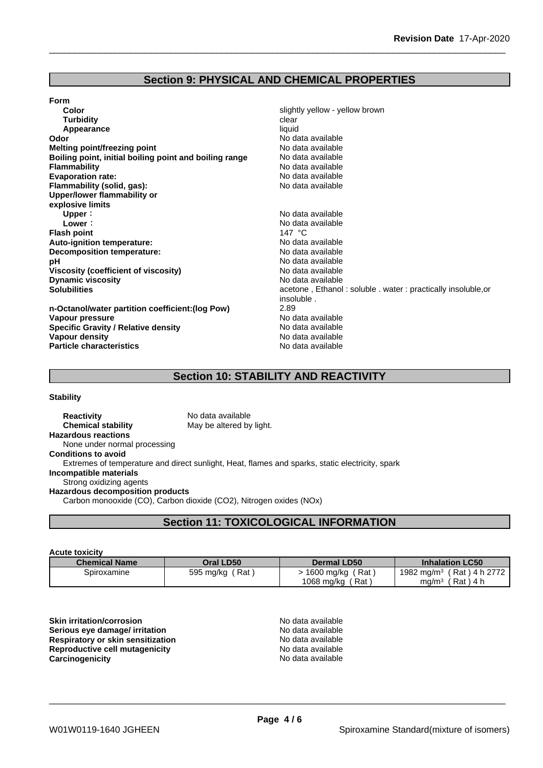## Section 9: PHYSICAL AND CHEMICAL PROPERTIES

**Form**

| | |
|---|---|
| **Color** | slightly yellow - yellow brown |
| **Turbidity** | clear |
| **Appearance** | liquid |
| **Odor** | No data available |
| **Melting point/freezing point** | No data available |
| **Boiling point, initial boiling point and boiling range** | No data available |
| **Flammability** | No data available |
| **Evaporation rate:** | No data available |
| **Flammability (solid, gas):** | No data available |
| **Upper/lower flammability or explosive limits** | |
| **Upper：** | No data available |
| **Lower：** | No data available |
| **Flash point** | 147 °C |
| **Auto-ignition temperature:** | No data available |
| **Decomposition temperature:** | No data available |
| **pH** | No data available |
| **Viscosity (coefficient of viscosity)** | No data available |
| **Dynamic viscosity** | No data available |
| **Solubilities** | acetone , Ethanol : soluble . water : practically insoluble,or insoluble . |
| **n-Octanol/water partition coefficient:(log Pow)** | 2.89 |
| **Vapour pressure** | No data available |
| **Specific Gravity / Relative density** | No data available |
| **Vapour density** | No data available |
| **Particle characteristics** | No data available |

## Section 10: STABILITY AND REACTIVITY

**Stability**

**Reactivity** No data available
**Chemical stability** May be altered by light.

**Hazardous reactions**
None under normal processing

**Conditions to avoid**
Extremes of temperature and direct sunlight, Heat, flames and sparks, static electricity, spark

**Incompatible materials**
Strong oxidizing agents

**Hazardous decomposition products**
Carbon monooxide (CO), Carbon dioxide (CO2), Nitrogen oxides (NOx)

## Section 11: TOXICOLOGICAL INFORMATION

**Acute toxicity**

| Chemical Name | Oral LD50 | Dermal LD50 | Inhalation LC50 |
|---|---|---|---|
| Spiroxamine | 595 mg/kg ( Rat ) | > 1600 mg/kg ( Rat ) 1068 mg/kg ( Rat ) | 1982 mg/m³ ( Rat ) 4 h 2772 mg/m³ ( Rat ) 4 h |

| | |
|---|---|
| **Skin irritation/corrosion** | No data available |
| **Serious eye damage/ irritation** | No data available |
| **Respiratory or skin sensitization** | No data available |
| **Reproductive cell mutagenicity** | No data available |
| **Carcinogenicity** | No data available |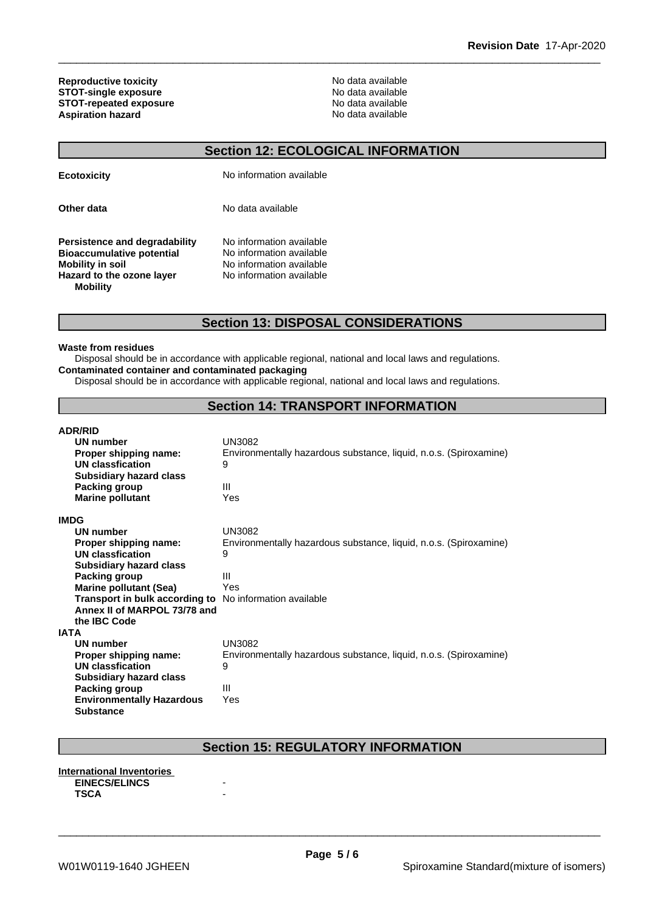| | |
|---|---|
| **Reproductive toxicity** | No data available |
| **STOT-single exposure** | No data available |
| **STOT-repeated exposure** | No data available |
| **Aspiration hazard** | No data available |

## Section 12: ECOLOGICAL INFORMATION

| | |
|---|---|
| **Ecotoxicity** | No information available |
| **Other data** | No data available |
| **Persistence and degradability** | No information available |
| **Bioaccumulative potential** | No information available |
| **Mobility in soil** | No information available |
| **Hazard to the ozone layer** | No information available |
| **Mobility** | |

## Section 13: DISPOSAL CONSIDERATIONS

**Waste from residues**

Disposal should be in accordance with applicable regional, national and local laws and regulations.

**Contaminated container and contaminated packaging**

Disposal should be in accordance with applicable regional, national and local laws and regulations.

## Section 14: TRANSPORT INFORMATION

**ADR/RID**

| | |
|---|---|
| **UN number** | UN3082 |
| **Proper shipping name:** | Environmentally hazardous substance, liquid, n.o.s. (Spiroxamine) |
| **UN classfication** | 9 |
| **Subsidiary hazard class** | |
| **Packing group** | III |
| **Marine pollutant** | Yes |

**IMDG**

| | |
|---|---|
| **UN number** | UN3082 |
| **Proper shipping name:** | Environmentally hazardous substance, liquid, n.o.s. (Spiroxamine) |
| **UN classfication** | 9 |
| **Subsidiary hazard class** | |
| **Packing group** | III |
| **Marine pollutant (Sea)** | Yes |
| **Transport in bulk according to Annex II of MARPOL 73/78 and the IBC Code** | No information available |

**IATA**

| | |
|---|---|
| **UN number** | UN3082 |
| **Proper shipping name:** | Environmentally hazardous substance, liquid, n.o.s. (Spiroxamine) |
| **UN classfication** | 9 |
| **Subsidiary hazard class** | |
| **Packing group** | III |
| **Environmentally Hazardous Substance** | Yes |

## Section 15: REGULATORY INFORMATION

**International Inventories**

| | |
|---|---|
| **EINECS/ELINCS** | - |
| **TSCA** | - |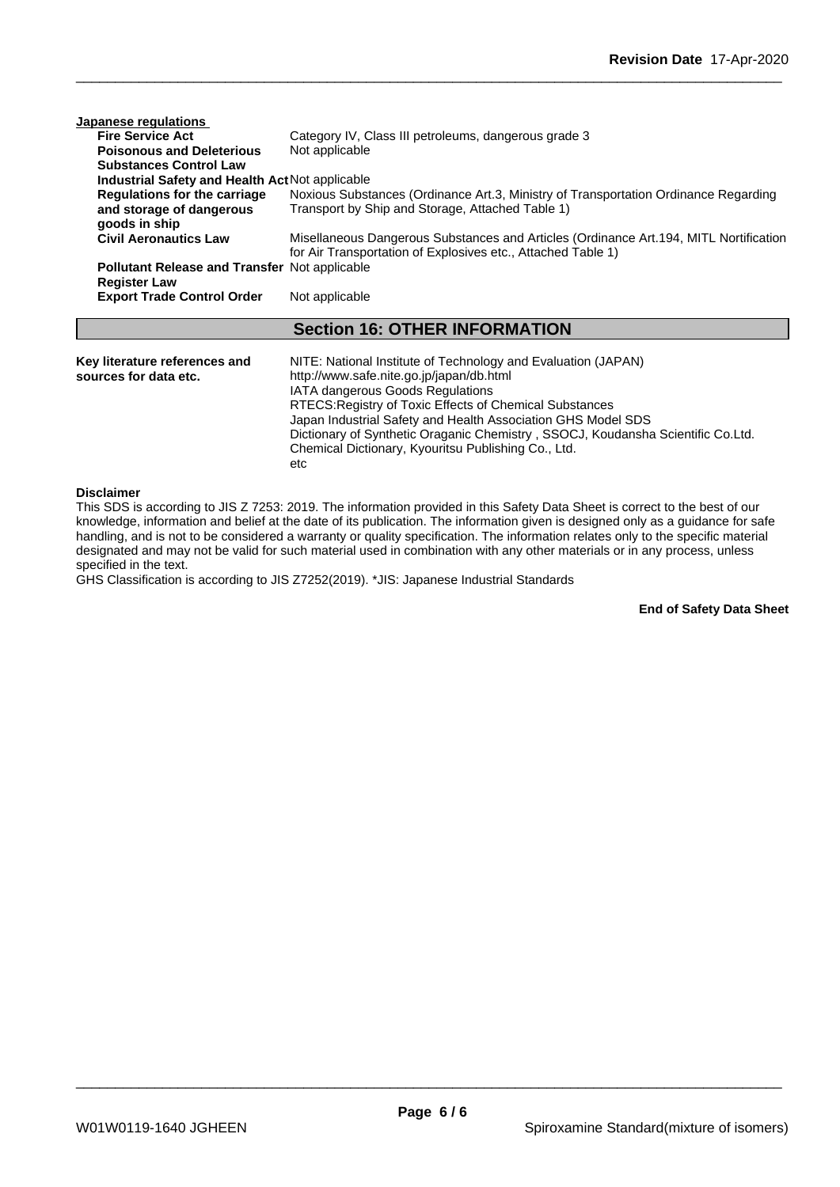**Japanese regulations**

| | |
|---|---|
| **Fire Service Act** | Category IV, Class III petroleums, dangerous grade 3 |
| **Poisonous and Deleterious Substances Control Law** | Not applicable |
| **Industrial Safety and Health Act** | Not applicable |
| **Regulations for the carriage and storage of dangerous goods in ship** | Noxious Substances (Ordinance Art.3, Ministry of Transportation Ordinance Regarding Transport by Ship and Storage, Attached Table 1) |
| **Civil Aeronautics Law** | Misellaneous Dangerous Substances and Articles (Ordinance Art.194, MITL Nortification for Air Transportation of Explosives etc., Attached Table 1) |
| **Pollutant Release and Transfer Register Law** | Not applicable |
| **Export Trade Control Order** | Not applicable |

## Section 16: OTHER INFORMATION

| | |
|---|---|
| **Key literature references and sources for data etc.** | NITE: National Institute of Technology and Evaluation (JAPAN)<br>http://www.safe.nite.go.jp/japan/db.html<br>IATA dangerous Goods Regulations<br>RTECS:Registry of Toxic Effects of Chemical Substances<br>Japan Industrial Safety and Health Association GHS Model SDS<br>Dictionary of Synthetic Oraganic Chemistry , SSOCJ, Koudansha Scientific Co.Ltd.<br>Chemical Dictionary, Kyouritsu Publishing Co., Ltd.<br>etc |

**Disclaimer**

This SDS is according to JIS Z 7253: 2019. The information provided in this Safety Data Sheet is correct to the best of our knowledge, information and belief at the date of its publication. The information given is designed only as a guidance for safe handling, and is not to be considered a warranty or quality specification. The information relates only to the specific material designated and may not be valid for such material used in combination with any other materials or in any process, unless specified in the text.

GHS Classification is according to JIS Z7252(2019). *JIS: Japanese Industrial Standards

**End of Safety Data Sheet**